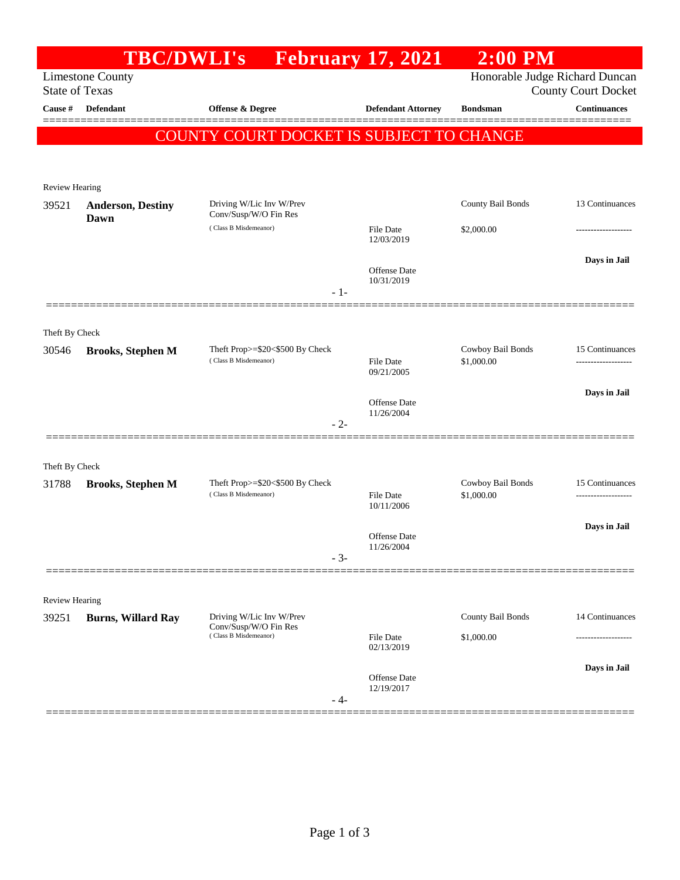# TBC/DWLI's February 17, 2021 2:00 PM

Limestone County
State of Texas

Honorable Judge Richard Duncan
County Court Docket

| Cause # | Defendant | Offense & Degree | Defendant Attorney | Bondsman | Continuances |
|---|---|---|---|---|---|

**COUNTY COURT DOCKET IS SUBJECT TO CHANGE**

Review Hearing

| Cause # | Defendant | Offense & Degree | Defendant Attorney | Bondsman | Continuances |
|---|---|---|---|---|---|
| 39521 | **Anderson, Destiny Dawn** | Driving W/Lic Inv W/Prev Conv/Susp/W/O Fin Res ( Class B Misdemeanor) | File Date 12/03/2019 | County Bail Bonds $2,000.00 | 13 Continuances |
| | | | Offense Date 10/31/2019 | | **Days in Jail** |

- 1-

Theft By Check

| Cause # | Defendant | Offense & Degree | Defendant Attorney | Bondsman | Continuances |
|---|---|---|---|---|---|
| 30546 | **Brooks, Stephen M** | Theft Prop>=$20<$500 By Check ( Class B Misdemeanor) | File Date 09/21/2005 | Cowboy Bail Bonds $1,000.00 | 15 Continuances |
| | | | Offense Date 11/26/2004 | | **Days in Jail** |

- 2-

Theft By Check

| Cause # | Defendant | Offense & Degree | Defendant Attorney | Bondsman | Continuances |
|---|---|---|---|---|---|
| 31788 | **Brooks, Stephen M** | Theft Prop>=$20<$500 By Check ( Class B Misdemeanor) | File Date 10/11/2006 | Cowboy Bail Bonds $1,000.00 | 15 Continuances |
| | | | Offense Date 11/26/2004 | | **Days in Jail** |

- 3-

Review Hearing

| Cause # | Defendant | Offense & Degree | Defendant Attorney | Bondsman | Continuances |
|---|---|---|---|---|---|
| 39251 | **Burns, Willard Ray** | Driving W/Lic Inv W/Prev Conv/Susp/W/O Fin Res ( Class B Misdemeanor) | File Date 02/13/2019 | County Bail Bonds $1,000.00 | 14 Continuances |
| | | | Offense Date 12/19/2017 | | **Days in Jail** |

- 4-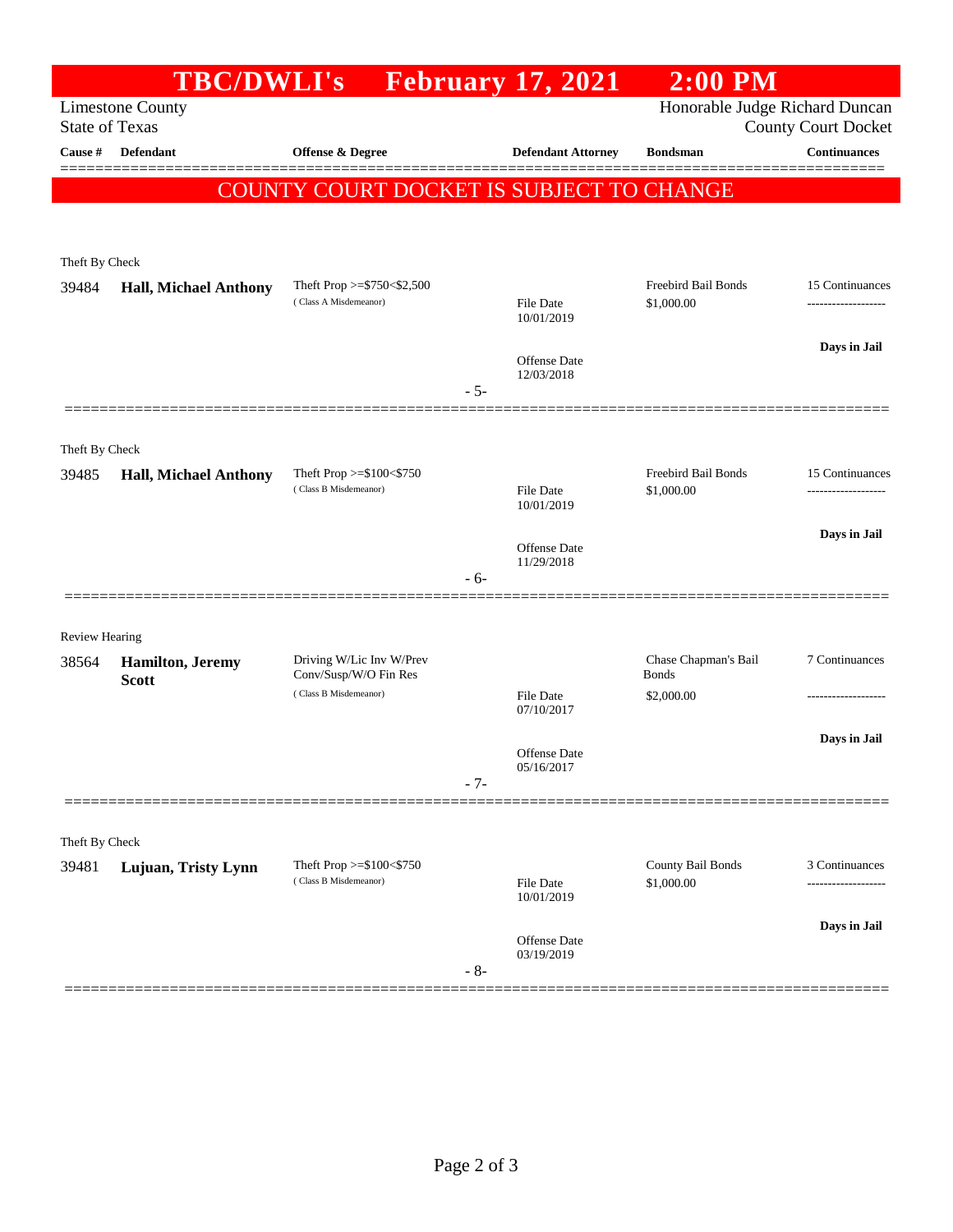# TBC/DWLI's February 17, 2021 2:00 PM

Limestone County
State of Texas

Honorable Judge Richard Duncan
County Court Docket

| Cause # | Defendant | Offense & Degree | Defendant Attorney | Bondsman | Continuances |
|---|---|---|---|---|---|

**COUNTY COURT DOCKET IS SUBJECT TO CHANGE**

---

Theft By Check

| Cause # | Defendant | Offense & Degree | Defendant Attorney | Bondsman | Continuances |
|---|---|---|---|---|---|
| 39484 | **Hall, Michael Anthony** | Theft Prop >=$750<$2,500 (Class A Misdemeanor) | File Date 10/01/2019<br>Offense Date 12/03/2018 | Freebird Bail Bonds<br>$1,000.00 | 15 Continuances<br>Days in Jail |

- 5-

---

Theft By Check

| Cause # | Defendant | Offense & Degree | Defendant Attorney | Bondsman | Continuances |
|---|---|---|---|---|---|
| 39485 | **Hall, Michael Anthony** | Theft Prop >=$100<$750 (Class B Misdemeanor) | File Date 10/01/2019<br>Offense Date 11/29/2018 | Freebird Bail Bonds<br>$1,000.00 | 15 Continuances<br>Days in Jail |

- 6-

---

Review Hearing

| Cause # | Defendant | Offense & Degree | Defendant Attorney | Bondsman | Continuances |
|---|---|---|---|---|---|
| 38564 | **Hamilton, Jeremy Scott** | Driving W/Lic Inv W/Prev Conv/Susp/W/O Fin Res (Class B Misdemeanor) | File Date 07/10/2017<br>Offense Date 05/16/2017 | Chase Chapman's Bail Bonds<br>$2,000.00 | 7 Continuances<br>Days in Jail |

- 7-

---

Theft By Check

| Cause # | Defendant | Offense & Degree | Defendant Attorney | Bondsman | Continuances |
|---|---|---|---|---|---|
| 39481 | **Lujuan, Tristy Lynn** | Theft Prop >=$100<$750 (Class B Misdemeanor) | File Date 10/01/2019<br>Offense Date 03/19/2019 | County Bail Bonds<br>$1,000.00 | 3 Continuances<br>Days in Jail |

- 8-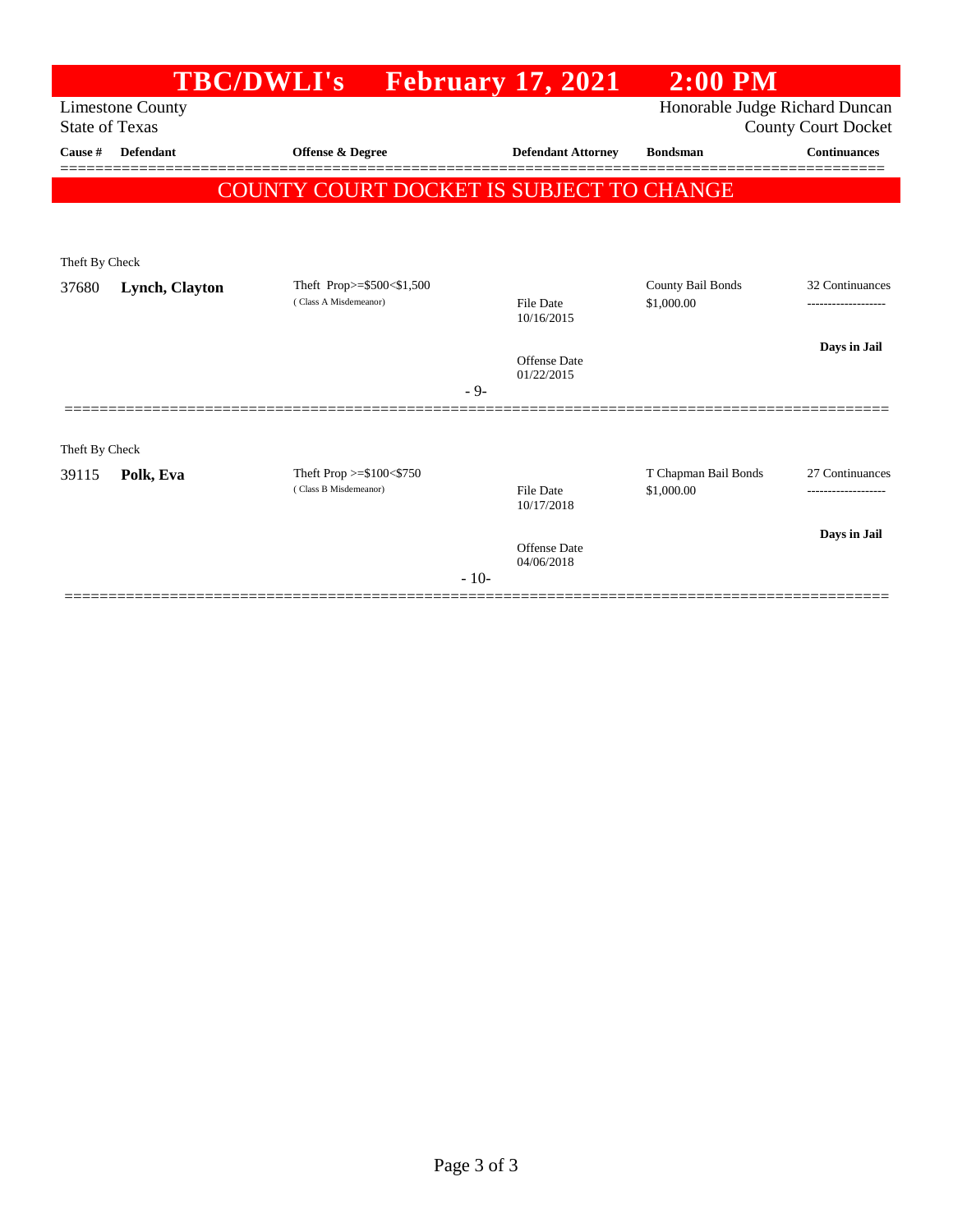# TBC/DWLI's February 17, 2021 2:00 PM

Limestone County
State of Texas

Honorable Judge Richard Duncan
County Court Docket

| Cause # | Defendant | Offense & Degree | Defendant Attorney | Bondsman | Continuances |
|---|---|---|---|---|---|

COUNTY COURT DOCKET IS SUBJECT TO CHANGE

Theft By Check

| Cause # | Defendant | Offense & Degree | Defendant Attorney | Bondsman | Continuances |
|---|---|---|---|---|---|
| 37680 | **Lynch, Clayton** | Theft Prop>=$500<$1,500 (Class A Misdemeanor) | File Date 10/16/2015<br>Offense Date 01/22/2015 | County Bail Bonds<br>$1,000.00 | 32 Continuances<br>**Days in Jail** |

- 9-

Theft By Check

| Cause # | Defendant | Offense & Degree | Defendant Attorney | Bondsman | Continuances |
|---|---|---|---|---|---|
| 39115 | **Polk, Eva** | Theft Prop >=$100<$750 (Class B Misdemeanor) | File Date 10/17/2018<br>Offense Date 04/06/2018 | T Chapman Bail Bonds<br>$1,000.00 | 27 Continuances<br>**Days in Jail** |

- 10-